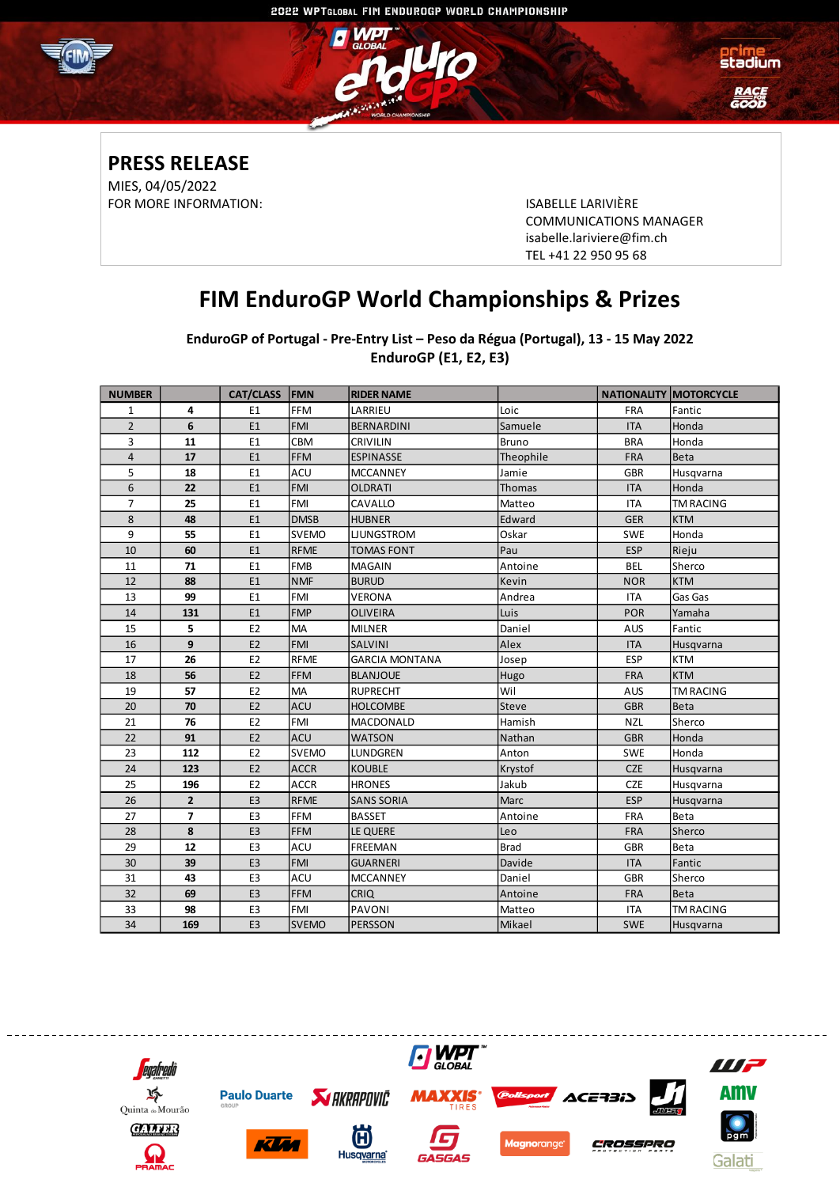2022 WPTGLOBAL FIM ENDUROGP WORLD CHAMPIONSHIP

## PRESS RELEASE

MIES, 04/05/2022

FOR MORE INFORMATION:

ISABELLE LARIVIÈRE
COMMUNICATIONS MANAGER
isabelle.lariviere@fim.ch
TEL +41 22 950 95 68

# FIM EnduroGP World Championships & Prizes

**EnduroGP of Portugal - Pre-Entry List – Peso da Régua (Portugal), 13 - 15 May 2022**
**EnduroGP (E1, E2, E3)**

| NUMBER | | CAT/CLASS | FMN | RIDER NAME | | NATIONALITY | MOTORCYCLE |
|---|---|---|---|---|---|---|---|
| 1 | **4** | E1 | FFM | LARRIEU | Loic | FRA | Fantic |
| 2 | **6** | E1 | FMI | BERNARDINI | Samuele | ITA | Honda |
| 3 | **11** | E1 | CBM | CRIVILIN | Bruno | BRA | Honda |
| 4 | **17** | E1 | FFM | ESPINASSE | Theophile | FRA | Beta |
| 5 | **18** | E1 | ACU | MCCANNEY | Jamie | GBR | Husqvarna |
| 6 | **22** | E1 | FMI | OLDRATI | Thomas | ITA | Honda |
| 7 | **25** | E1 | FMI | CAVALLO | Matteo | ITA | TM RACING |
| 8 | **48** | E1 | DMSB | HUBNER | Edward | GER | KTM |
| 9 | **55** | E1 | SVEMO | LJUNGSTROM | Oskar | SWE | Honda |
| 10 | **60** | E1 | RFME | TOMAS FONT | Pau | ESP | Rieju |
| 11 | **71** | E1 | FMB | MAGAIN | Antoine | BEL | Sherco |
| 12 | **88** | E1 | NMF | BURUD | Kevin | NOR | KTM |
| 13 | **99** | E1 | FMI | VERONA | Andrea | ITA | Gas Gas |
| 14 | **131** | E1 | FMP | OLIVEIRA | Luis | POR | Yamaha |
| 15 | **5** | E2 | MA | MILNER | Daniel | AUS | Fantic |
| 16 | **9** | E2 | FMI | SALVINI | Alex | ITA | Husqvarna |
| 17 | **26** | E2 | RFME | GARCIA MONTANA | Josep | ESP | KTM |
| 18 | **56** | E2 | FFM | BLANJOUE | Hugo | FRA | KTM |
| 19 | **57** | E2 | MA | RUPRECHT | Wil | AUS | TM RACING |
| 20 | **70** | E2 | ACU | HOLCOMBE | Steve | GBR | Beta |
| 21 | **76** | E2 | FMI | MACDONALD | Hamish | NZL | Sherco |
| 22 | **91** | E2 | ACU | WATSON | Nathan | GBR | Honda |
| 23 | **112** | E2 | SVEMO | LUNDGREN | Anton | SWE | Honda |
| 24 | **123** | E2 | ACCR | KOUBLE | Krystof | CZE | Husqvarna |
| 25 | **196** | E2 | ACCR | HRONES | Jakub | CZE | Husqvarna |
| 26 | **2** | E3 | RFME | SANS SORIA | Marc | ESP | Husqvarna |
| 27 | **7** | E3 | FFM | BASSET | Antoine | FRA | Beta |
| 28 | **8** | E3 | FFM | LE QUERE | Leo | FRA | Sherco |
| 29 | **12** | E3 | ACU | FREEMAN | Brad | GBR | Beta |
| 30 | **39** | E3 | FMI | GUARNERI | Davide | ITA | Fantic |
| 31 | **43** | E3 | ACU | MCCANNEY | Daniel | GBR | Sherco |
| 32 | **69** | E3 | FFM | CRIQ | Antoine | FRA | Beta |
| 33 | **98** | E3 | FMI | PAVONI | Matteo | ITA | TM RACING |
| 34 | **169** | E3 | SVEMO | PERSSON | Mikael | SWE | Husqvarna |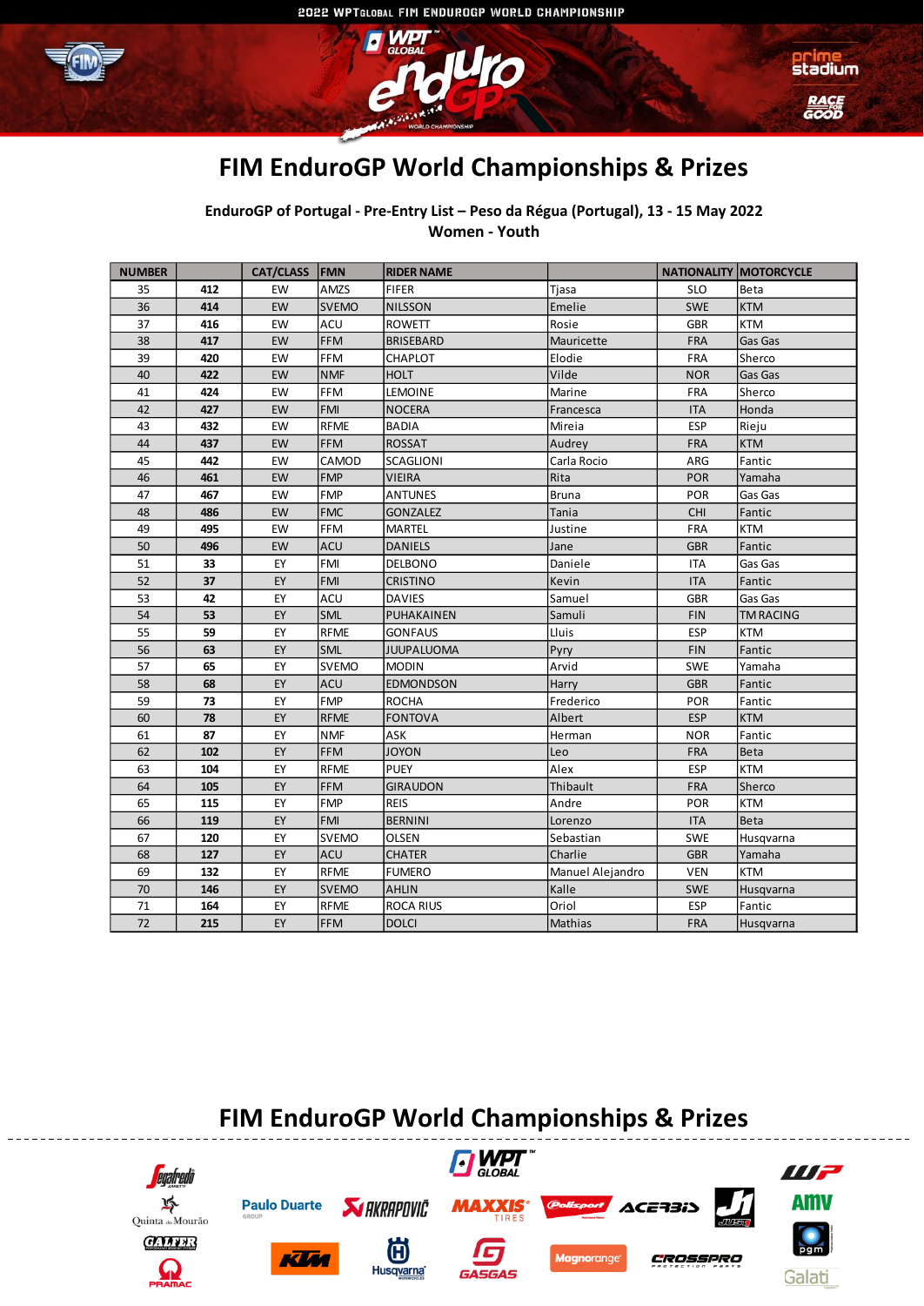# FIM EnduroGP World Championships & Prizes

**EnduroGP of Portugal - Pre-Entry List – Peso da Régua (Portugal), 13 - 15 May 2022**
**Women - Youth**

| NUMBER | | CAT/CLASS | FMN | RIDER NAME | | NATIONALITY | MOTORCYCLE |
|---|---|---|---|---|---|---|---|
| 35 | 412 | EW | AMZS | FIFER | Tjasa | SLO | Beta |
| 36 | 414 | EW | SVEMO | NILSSON | Emelie | SWE | KTM |
| 37 | 416 | EW | ACU | ROWETT | Rosie | GBR | KTM |
| 38 | 417 | EW | FFM | BRISEBARD | Mauricette | FRA | Gas Gas |
| 39 | 420 | EW | FFM | CHAPLOT | Elodie | FRA | Sherco |
| 40 | 422 | EW | NMF | HOLT | Vilde | NOR | Gas Gas |
| 41 | 424 | EW | FFM | LEMOINE | Marine | FRA | Sherco |
| 42 | 427 | EW | FMI | NOCERA | Francesca | ITA | Honda |
| 43 | 432 | EW | RFME | BADIA | Mireia | ESP | Rieju |
| 44 | 437 | EW | FFM | ROSSAT | Audrey | FRA | KTM |
| 45 | 442 | EW | CAMOD | SCAGLIONI | Carla Rocio | ARG | Fantic |
| 46 | 461 | EW | FMP | VIEIRA | Rita | POR | Yamaha |
| 47 | 467 | EW | FMP | ANTUNES | Bruna | POR | Gas Gas |
| 48 | 486 | EW | FMC | GONZALEZ | Tania | CHI | Fantic |
| 49 | 495 | EW | FFM | MARTEL | Justine | FRA | KTM |
| 50 | 496 | EW | ACU | DANIELS | Jane | GBR | Fantic |
| 51 | 33 | EY | FMI | DELBONO | Daniele | ITA | Gas Gas |
| 52 | 37 | EY | FMI | CRISTINO | Kevin | ITA | Fantic |
| 53 | 42 | EY | ACU | DAVIES | Samuel | GBR | Gas Gas |
| 54 | 53 | EY | SML | PUHAKAINEN | Samuli | FIN | TM RACING |
| 55 | 59 | EY | RFME | GONFAUS | Lluis | ESP | KTM |
| 56 | 63 | EY | SML | JUUPALUOMA | Pyry | FIN | Fantic |
| 57 | 65 | EY | SVEMO | MODIN | Arvid | SWE | Yamaha |
| 58 | 68 | EY | ACU | EDMONDSON | Harry | GBR | Fantic |
| 59 | 73 | EY | FMP | ROCHA | Frederico | POR | Fantic |
| 60 | 78 | EY | RFME | FONTOVA | Albert | ESP | KTM |
| 61 | 87 | EY | NMF | ASK | Herman | NOR | Fantic |
| 62 | 102 | EY | FFM | JOYON | Leo | FRA | Beta |
| 63 | 104 | EY | RFME | PUEY | Alex | ESP | KTM |
| 64 | 105 | EY | FFM | GIRAUDON | Thibault | FRA | Sherco |
| 65 | 115 | EY | FMP | REIS | Andre | POR | KTM |
| 66 | 119 | EY | FMI | BERNINI | Lorenzo | ITA | Beta |
| 67 | 120 | EY | SVEMO | OLSEN | Sebastian | SWE | Husqvarna |
| 68 | 127 | EY | ACU | CHATER | Charlie | GBR | Yamaha |
| 69 | 132 | EY | RFME | FUMERO | Manuel Alejandro | VEN | KTM |
| 70 | 146 | EY | SVEMO | AHLIN | Kalle | SWE | Husqvarna |
| 71 | 164 | EY | RFME | ROCA RIUS | Oriol | ESP | Fantic |
| 72 | 215 | EY | FFM | DOLCI | Mathias | FRA | Husqvarna |

# FIM EnduroGP World Championships & Prizes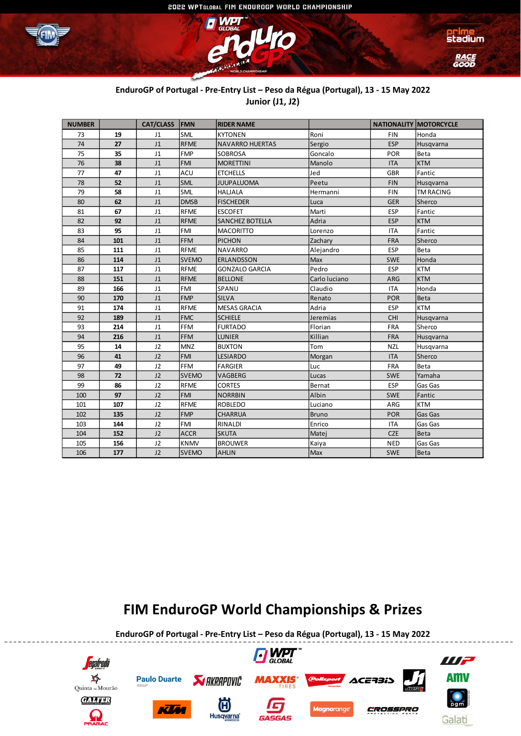EnduroGP of Portugal - Pre-Entry List – Peso da Régua (Portugal), 13 - 15 May 2022
Junior (J1, J2)

| NUMBER | | CAT/CLASS | FMN | RIDER NAME | | NATIONALITY | MOTORCYCLE |
|---|---|---|---|---|---|---|---|
| 73 | **19** | J1 | SML | KYTONEN | Roni | FIN | Honda |
| 74 | **27** | J1 | RFME | NAVARRO HUERTAS | Sergio | ESP | Husqvarna |
| 75 | **35** | J1 | FMP | SOBROSA | Goncalo | POR | Beta |
| 76 | **38** | J1 | FMI | MORETTINI | Manolo | ITA | KTM |
| 77 | **47** | J1 | ACU | ETCHELLS | Jed | GBR | Fantic |
| 78 | **52** | J1 | SML | JUUPALUOMA | Peetu | FIN | Husqvarna |
| 79 | **58** | J1 | SML | HALJALA | Hermanni | FIN | TM RACING |
| 80 | **62** | J1 | DMSB | FISCHEDER | Luca | GER | Sherco |
| 81 | **67** | J1 | RFME | ESCOFET | Marti | ESP | Fantic |
| 82 | **92** | J1 | RFME | SANCHEZ BOTELLA | Adria | ESP | KTM |
| 83 | **95** | J1 | FMI | MACORITTO | Lorenzo | ITA | Fantic |
| 84 | **101** | J1 | FFM | PICHON | Zachary | FRA | Sherco |
| 85 | **111** | J1 | RFME | NAVARRO | Alejandro | ESP | Beta |
| 86 | **114** | J1 | SVEMO | ERLANDSSON | Max | SWE | Honda |
| 87 | **117** | J1 | RFME | GONZALO GARCIA | Pedro | ESP | KTM |
| 88 | **151** | J1 | RFME | BELLONE | Carlo luciano | ARG | KTM |
| 89 | **166** | J1 | FMI | SPANU | Claudio | ITA | Honda |
| 90 | **170** | J1 | FMP | SILVA | Renato | POR | Beta |
| 91 | **174** | J1 | RFME | MESAS GRACIA | Adria | ESP | KTM |
| 92 | **189** | J1 | FMC | SCHIELE | Jeremias | CHI | Husqvarna |
| 93 | **214** | J1 | FFM | FURTADO | Florian | FRA | Sherco |
| 94 | **216** | J1 | FFM | LUNIER | Killian | FRA | Husqvarna |
| 95 | **14** | J2 | MNZ | BUXTON | Tom | NZL | Husqvarna |
| 96 | **41** | J2 | FMI | LESIARDO | Morgan | ITA | Sherco |
| 97 | **49** | J2 | FFM | FARGIER | Luc | FRA | Beta |
| 98 | **72** | J2 | SVEMO | VAGBERG | Lucas | SWE | Yamaha |
| 99 | **86** | J2 | RFME | CORTES | Bernat | ESP | Gas Gas |
| 100 | **97** | J2 | FMI | NORRBIN | Albin | SWE | Fantic |
| 101 | **107** | J2 | RFME | ROBLEDO | Luciano | ARG | KTM |
| 102 | **135** | J2 | FMP | CHARRUA | Bruno | POR | Gas Gas |
| 103 | **144** | J2 | FMI | RINALDI | Enrico | ITA | Gas Gas |
| 104 | **152** | J2 | ACCR | SKUTA | Matej | CZE | Beta |
| 105 | **156** | J2 | KNMV | BROUWER | Kaiya | NED | Gas Gas |
| 106 | **177** | J2 | SVEMO | AHLIN | Max | SWE | Beta |

## FIM EnduroGP World Championships & Prizes

EnduroGP of Portugal - Pre-Entry List – Peso da Régua (Portugal), 13 - 15 May 2022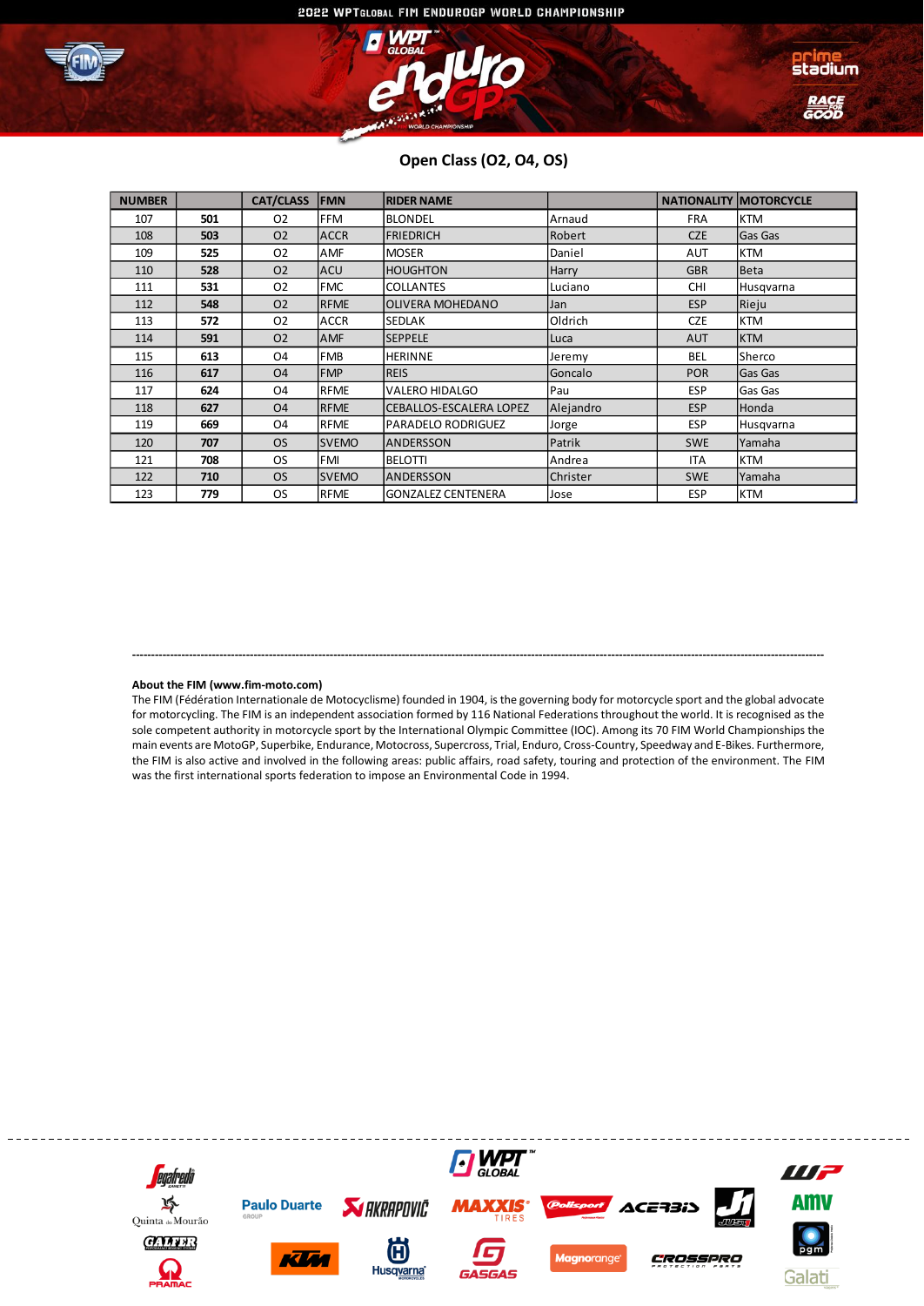## Open Class (O2, O4, OS)

| NUMBER | | CAT/CLASS | FMN | RIDER NAME | | NATIONALITY | MOTORCYCLE |
|---|---|---|---|---|---|---|---|
| 107 | **501** | O2 | FFM | BLONDEL | Arnaud | FRA | KTM |
| 108 | **503** | O2 | ACCR | FRIEDRICH | Robert | CZE | Gas Gas |
| 109 | **525** | O2 | AMF | MOSER | Daniel | AUT | KTM |
| 110 | **528** | O2 | ACU | HOUGHTON | Harry | GBR | Beta |
| 111 | **531** | O2 | FMC | COLLANTES | Luciano | CHI | Husqvarna |
| 112 | **548** | O2 | RFME | OLIVERA MOHEDANO | Jan | ESP | Rieju |
| 113 | **572** | O2 | ACCR | SEDLAK | Oldrich | CZE | KTM |
| 114 | **591** | O2 | AMF | SEPPELE | Luca | AUT | KTM |
| 115 | **613** | O4 | FMB | HERINNE | Jeremy | BEL | Sherco |
| 116 | **617** | O4 | FMP | REIS | Goncalo | POR | Gas Gas |
| 117 | **624** | O4 | RFME | VALERO HIDALGO | Pau | ESP | Gas Gas |
| 118 | **627** | O4 | RFME | CEBALLOS-ESCALERA LOPEZ | Alejandro | ESP | Honda |
| 119 | **669** | O4 | RFME | PARADELO RODRIGUEZ | Jorge | ESP | Husqvarna |
| 120 | **707** | OS | SVEMO | ANDERSSON | Patrik | SWE | Yamaha |
| 121 | **708** | OS | FMI | BELOTTI | Andrea | ITA | KTM |
| 122 | **710** | OS | SVEMO | ANDERSSON | Christer | SWE | Yamaha |
| 123 | **779** | OS | RFME | GONZALEZ CENTENERA | Jose | ESP | KTM |

---

**About the FIM (www.fim-moto.com)**

The FIM (Fédération Internationale de Motocyclisme) founded in 1904, is the governing body for motorcycle sport and the global advocate for motorcycling. The FIM is an independent association formed by 116 National Federations throughout the world. It is recognised as the sole competent authority in motorcycle sport by the International Olympic Committee (IOC). Among its 70 FIM World Championships the main events are MotoGP, Superbike, Endurance, Motocross, Supercross, Trial, Enduro, Cross-Country, Speedway and E-Bikes. Furthermore, the FIM is also active and involved in the following areas: public affairs, road safety, touring and protection of the environment. The FIM was the first international sports federation to impose an Environmental Code in 1994.